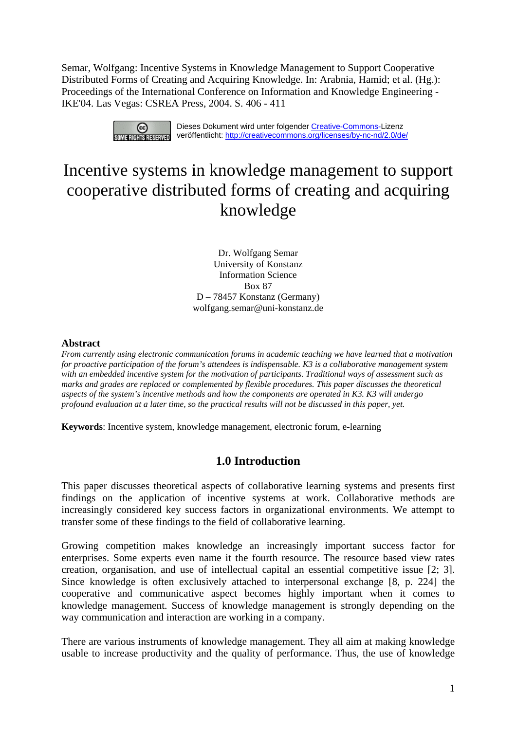Semar, Wolfgang: Incentive Systems in Knowledge Management to Support Cooperative Distributed Forms of Creating and Acquiring Knowledge. In: Arabnia, Hamid; et al. (Hg.): Proceedings of the International Conference on Information and Knowledge Engineering - IKE'04. Las Vegas: CSREA Press, 2004. S. 406 - 411

Dieses Dokument wird unter folgender Creative-Commons-Lizenz veröffentlicht: http://creativecommons.org/licenses/by-nc-nd/2.0/de/

# Incentive systems in knowledge management to support cooperative distributed forms of creating and acquiring knowledge

Dr. Wolfgang Semar
University of Konstanz
Information Science
Box 87
D – 78457 Konstanz (Germany)
wolfgang.semar@uni-konstanz.de

**Abstract**

*From currently using electronic communication forums in academic teaching we have learned that a motivation for proactive participation of the forum's attendees is indispensable. K3 is a collaborative management system with an embedded incentive system for the motivation of participants. Traditional ways of assessment such as marks and grades are replaced or complemented by flexible procedures. This paper discusses the theoretical aspects of the system's incentive methods and how the components are operated in K3. K3 will undergo profound evaluation at a later time, so the practical results will not be discussed in this paper, yet.*

**Keywords**: Incentive system, knowledge management, electronic forum, e-learning

## 1.0 Introduction

This paper discusses theoretical aspects of collaborative learning systems and presents first findings on the application of incentive systems at work. Collaborative methods are increasingly considered key success factors in organizational environments. We attempt to transfer some of these findings to the field of collaborative learning.

Growing competition makes knowledge an increasingly important success factor for enterprises. Some experts even name it the fourth resource. The resource based view rates creation, organisation, and use of intellectual capital an essential competitive issue [2; 3]. Since knowledge is often exclusively attached to interpersonal exchange [8, p. 224] the cooperative and communicative aspect becomes highly important when it comes to knowledge management. Success of knowledge management is strongly depending on the way communication and interaction are working in a company.

There are various instruments of knowledge management. They all aim at making knowledge usable to increase productivity and the quality of performance. Thus, the use of knowledge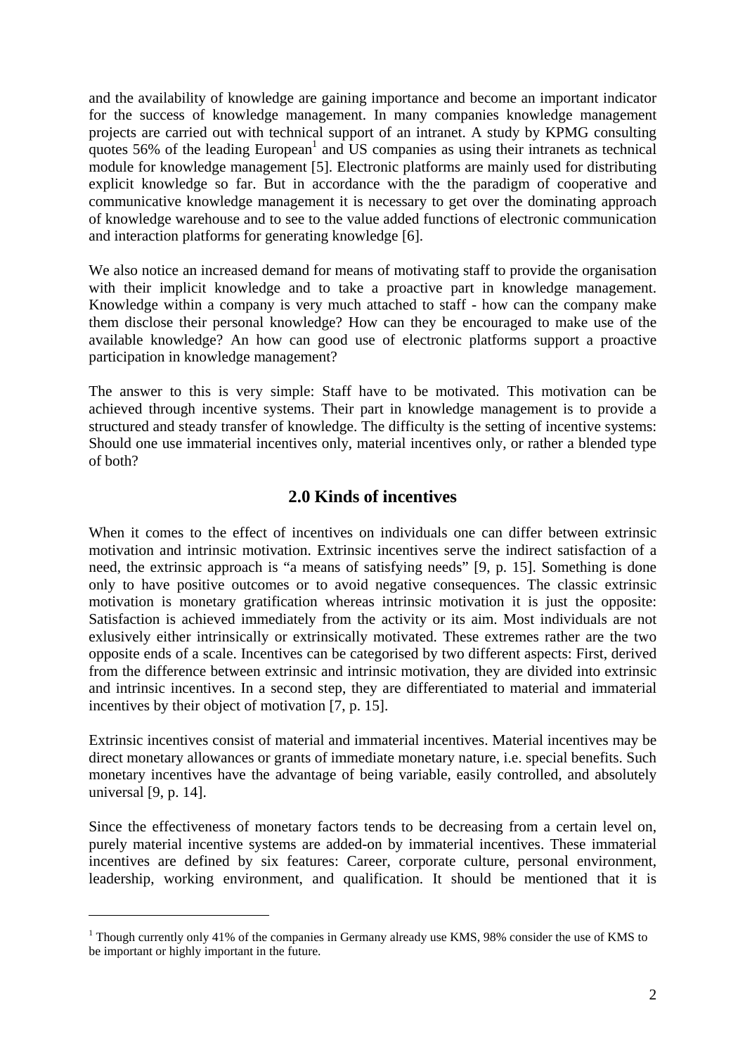and the availability of knowledge are gaining importance and become an important indicator for the success of knowledge management. In many companies knowledge management projects are carried out with technical support of an intranet. A study by KPMG consulting quotes 56% of the leading European[1] and US companies as using their intranets as technical module for knowledge management [5]. Electronic platforms are mainly used for distributing explicit knowledge so far. But in accordance with the the paradigm of cooperative and communicative knowledge management it is necessary to get over the dominating approach of knowledge warehouse and to see to the value added functions of electronic communication and interaction platforms for generating knowledge [6].

We also notice an increased demand for means of motivating staff to provide the organisation with their implicit knowledge and to take a proactive part in knowledge management. Knowledge within a company is very much attached to staff - how can the company make them disclose their personal knowledge? How can they be encouraged to make use of the available knowledge? An how can good use of electronic platforms support a proactive participation in knowledge management?

The answer to this is very simple: Staff have to be motivated. This motivation can be achieved through incentive systems. Their part in knowledge management is to provide a structured and steady transfer of knowledge. The difficulty is the setting of incentive systems: Should one use immaterial incentives only, material incentives only, or rather a blended type of both?

## 2.0 Kinds of incentives

When it comes to the effect of incentives on individuals one can differ between extrinsic motivation and intrinsic motivation. Extrinsic incentives serve the indirect satisfaction of a need, the extrinsic approach is "a means of satisfying needs" [9, p. 15]. Something is done only to have positive outcomes or to avoid negative consequences. The classic extrinsic motivation is monetary gratification whereas intrinsic motivation it is just the opposite: Satisfaction is achieved immediately from the activity or its aim. Most individuals are not exlusively either intrinsically or extrinsically motivated. These extremes rather are the two opposite ends of a scale. Incentives can be categorised by two different aspects: First, derived from the difference between extrinsic and intrinsic motivation, they are divided into extrinsic and intrinsic incentives. In a second step, they are differentiated to material and immaterial incentives by their object of motivation [7, p. 15].

Extrinsic incentives consist of material and immaterial incentives. Material incentives may be direct monetary allowances or grants of immediate monetary nature, i.e. special benefits. Such monetary incentives have the advantage of being variable, easily controlled, and absolutely universal [9, p. 14].

Since the effectiveness of monetary factors tends to be decreasing from a certain level on, purely material incentive systems are added-on by immaterial incentives. These immaterial incentives are defined by six features: Career, corporate culture, personal environment, leadership, working environment, and qualification. It should be mentioned that it is

[1] Though currently only 41% of the companies in Germany already use KMS, 98% consider the use of KMS to be important or highly important in the future.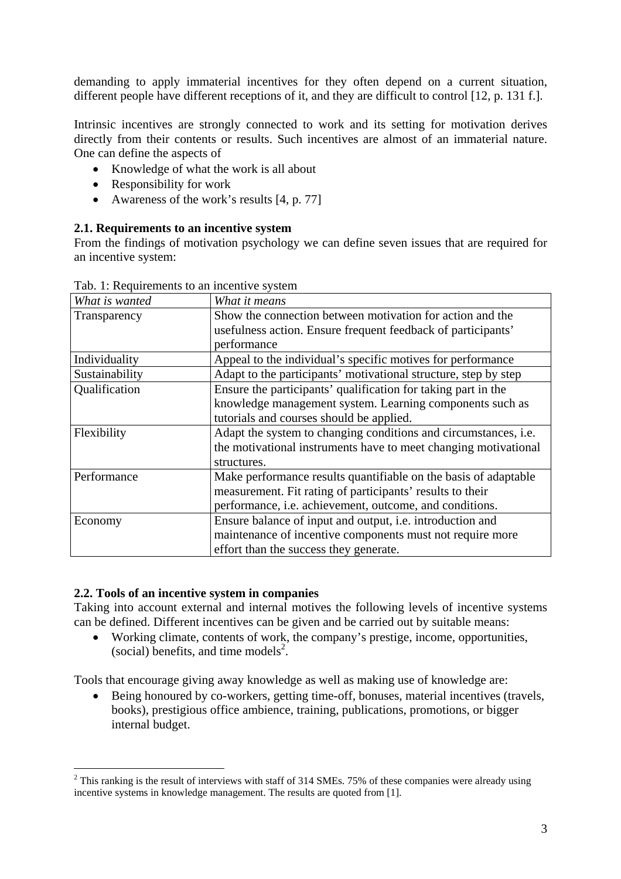demanding to apply immaterial incentives for they often depend on a current situation, different people have different receptions of it, and they are difficult to control [12, p. 131 f.].

Intrinsic incentives are strongly connected to work and its setting for motivation derives directly from their contents or results. Such incentives are almost of an immaterial nature. One can define the aspects of

- Knowledge of what the work is all about
- Responsibility for work
- Awareness of the work's results [4, p. 77]

### 2.1. Requirements to an incentive system

From the findings of motivation psychology we can define seven issues that are required for an incentive system:

Tab. 1: Requirements to an incentive system

| *What is wanted* | *What it means* |
|---|---|
| Transparency | Show the connection between motivation for action and the usefulness action. Ensure frequent feedback of participants' performance |
| Individuality | Appeal to the individual's specific motives for performance |
| Sustainability | Adapt to the participants' motivational structure, step by step |
| Qualification | Ensure the participants' qualification for taking part in the knowledge management system. Learning components such as tutorials and courses should be applied. |
| Flexibility | Adapt the system to changing conditions and circumstances, i.e. the motivational instruments have to meet changing motivational structures. |
| Performance | Make performance results quantifiable on the basis of adaptable measurement. Fit rating of participants' results to their performance, i.e. achievement, outcome, and conditions. |
| Economy | Ensure balance of input and output, i.e. introduction and maintenance of incentive components must not require more effort than the success they generate. |

### 2.2. Tools of an incentive system in companies

Taking into account external and internal motives the following levels of incentive systems can be defined. Different incentives can be given and be carried out by suitable means:

- Working climate, contents of work, the company's prestige, income, opportunities, (social) benefits, and time models[2].

Tools that encourage giving away knowledge as well as making use of knowledge are:

- Being honoured by co-workers, getting time-off, bonuses, material incentives (travels, books), prestigious office ambience, training, publications, promotions, or bigger internal budget.

---

[2] This ranking is the result of interviews with staff of 314 SMEs. 75% of these companies were already using incentive systems in knowledge management. The results are quoted from [1].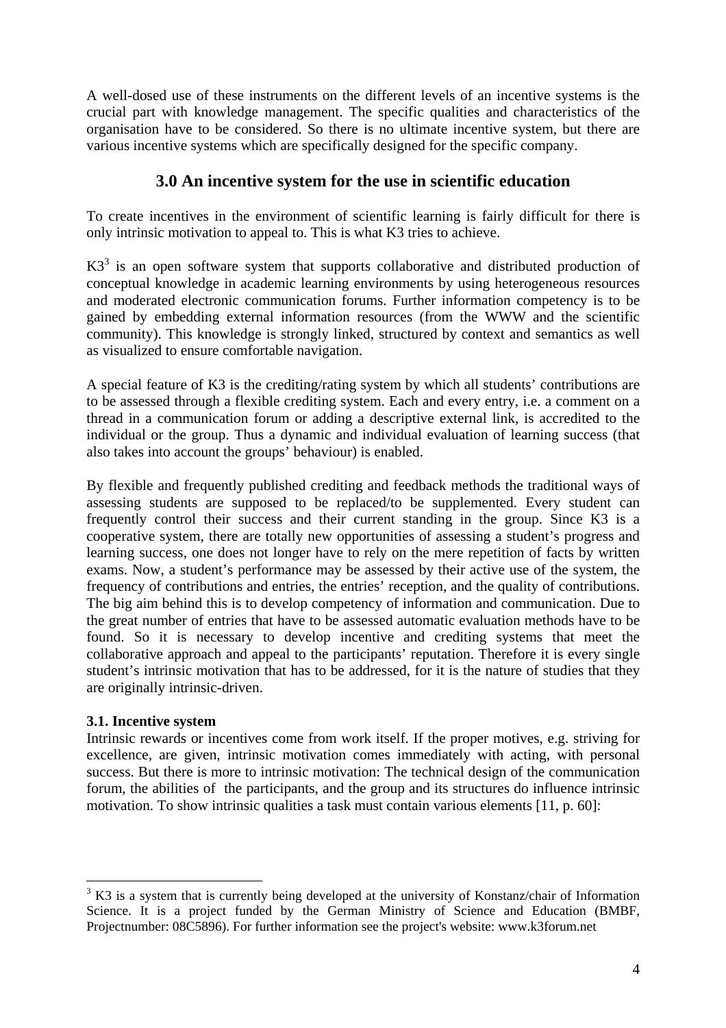A well-dosed use of these instruments on the different levels of an incentive systems is the crucial part with knowledge management. The specific qualities and characteristics of the organisation have to be considered. So there is no ultimate incentive system, but there are various incentive systems which are specifically designed for the specific company.

## 3.0 An incentive system for the use in scientific education

To create incentives in the environment of scientific learning is fairly difficult for there is only intrinsic motivation to appeal to. This is what K3 tries to achieve.

K3[3] is an open software system that supports collaborative and distributed production of conceptual knowledge in academic learning environments by using heterogeneous resources and moderated electronic communication forums. Further information competency is to be gained by embedding external information resources (from the WWW and the scientific community). This knowledge is strongly linked, structured by context and semantics as well as visualized to ensure comfortable navigation.

A special feature of K3 is the crediting/rating system by which all students' contributions are to be assessed through a flexible crediting system. Each and every entry, i.e. a comment on a thread in a communication forum or adding a descriptive external link, is accredited to the individual or the group. Thus a dynamic and individual evaluation of learning success (that also takes into account the groups' behaviour) is enabled.

By flexible and frequently published crediting and feedback methods the traditional ways of assessing students are supposed to be replaced/to be supplemented. Every student can frequently control their success and their current standing in the group. Since K3 is a cooperative system, there are totally new opportunities of assessing a student's progress and learning success, one does not longer have to rely on the mere repetition of facts by written exams. Now, a student's performance may be assessed by their active use of the system, the frequency of contributions and entries, the entries' reception, and the quality of contributions. The big aim behind this is to develop competency of information and communication. Due to the great number of entries that have to be assessed automatic evaluation methods have to be found. So it is necessary to develop incentive and crediting systems that meet the collaborative approach and appeal to the participants' reputation. Therefore it is every single student's intrinsic motivation that has to be addressed, for it is the nature of studies that they are originally intrinsic-driven.

### 3.1. Incentive system

Intrinsic rewards or incentives come from work itself. If the proper motives, e.g. striving for excellence, are given, intrinsic motivation comes immediately with acting, with personal success. But there is more to intrinsic motivation: The technical design of the communication forum, the abilities of the participants, and the group and its structures do influence intrinsic motivation. To show intrinsic qualities a task must contain various elements [11, p. 60]:

---

[3] K3 is a system that is currently being developed at the university of Konstanz/chair of Information Science. It is a project funded by the German Ministry of Science and Education (BMBF, Projectnumber: 08C5896). For further information see the project's website: www.k3forum.net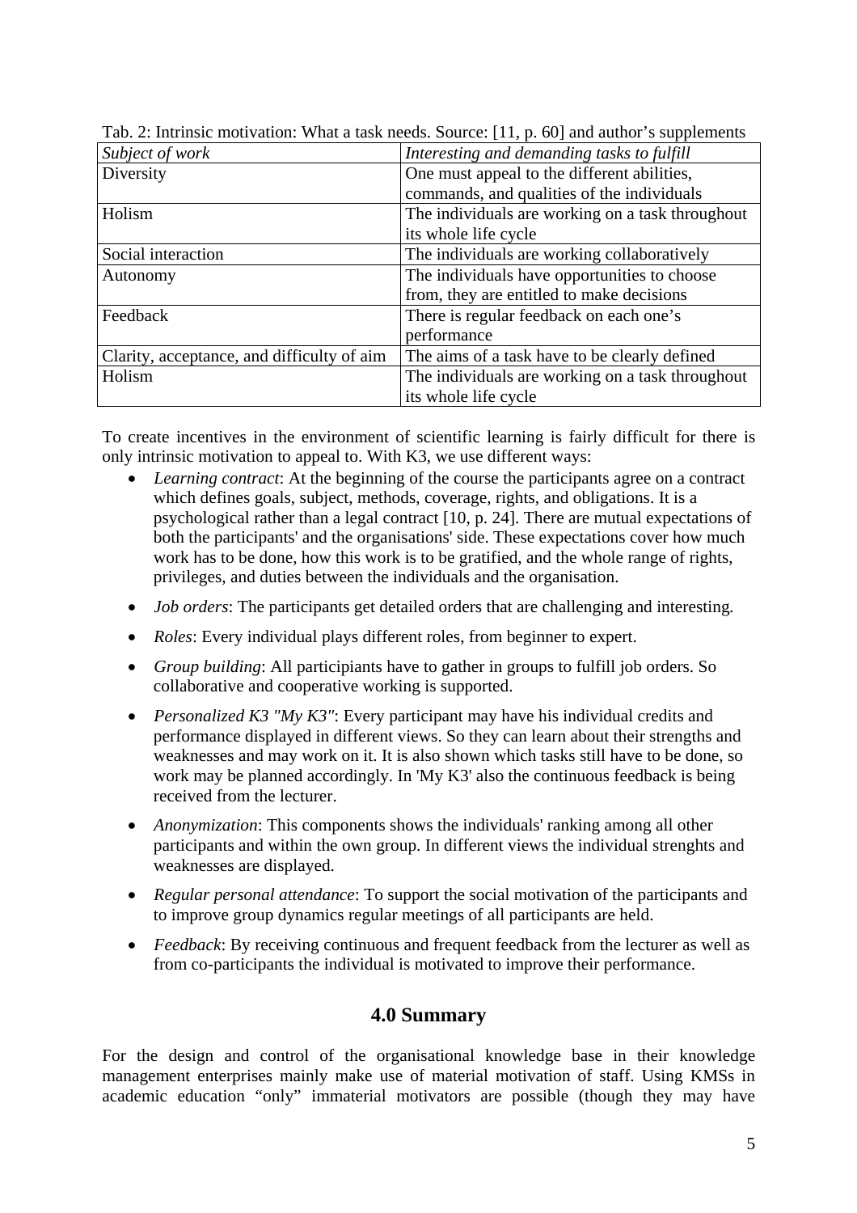Tab. 2: Intrinsic motivation: What a task needs. Source: [11, p. 60] and author's supplements

| *Subject of work* | *Interesting and demanding tasks to fulfill* |
| --- | --- |
| Diversity | One must appeal to the different abilities, commands, and qualities of the individuals |
| Holism | The individuals are working on a task throughout its whole life cycle |
| Social interaction | The individuals are working collaboratively |
| Autonomy | The individuals have opportunities to choose from, they are entitled to make decisions |
| Feedback | There is regular feedback on each one's performance |
| Clarity, acceptance, and difficulty of aim | The aims of a task have to be clearly defined |
| Holism | The individuals are working on a task throughout its whole life cycle |

To create incentives in the environment of scientific learning is fairly difficult for there is only intrinsic motivation to appeal to. With K3, we use different ways:

- *Learning contract*: At the beginning of the course the participants agree on a contract which defines goals, subject, methods, coverage, rights, and obligations. It is a psychological rather than a legal contract [10, p. 24]. There are mutual expectations of both the participants' and the organisations' side. These expectations cover how much work has to be done, how this work is to be gratified, and the whole range of rights, privileges, and duties between the individuals and the organisation.
- *Job orders*: The participants get detailed orders that are challenging and interesting.
- *Roles*: Every individual plays different roles, from beginner to expert.
- *Group building*: All participiants have to gather in groups to fulfill job orders. So collaborative and cooperative working is supported.
- *Personalized K3 "My K3"*: Every participant may have his individual credits and performance displayed in different views. So they can learn about their strengths and weaknesses and may work on it. It is also shown which tasks still have to be done, so work may be planned accordingly. In 'My K3' also the continuous feedback is being received from the lecturer.
- *Anonymization*: This components shows the individuals' ranking among all other participants and within the own group. In different views the individual strenghts and weaknesses are displayed.
- *Regular personal attendance*: To support the social motivation of the participants and to improve group dynamics regular meetings of all participants are held.
- *Feedback*: By receiving continuous and frequent feedback from the lecturer as well as from co-participants the individual is motivated to improve their performance.

## 4.0 Summary

For the design and control of the organisational knowledge base in their knowledge management enterprises mainly make use of material motivation of staff. Using KMSs in academic education "only" immaterial motivators are possible (though they may have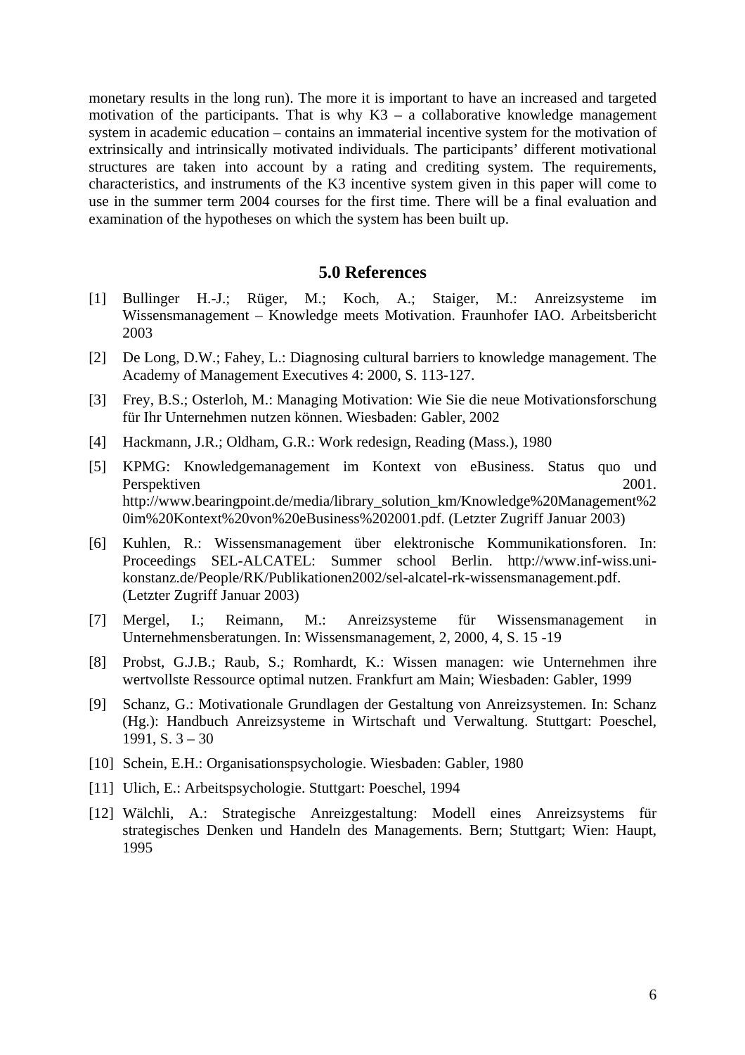monetary results in the long run). The more it is important to have an increased and targeted motivation of the participants. That is why K3 – a collaborative knowledge management system in academic education – contains an immaterial incentive system for the motivation of extrinsically and intrinsically motivated individuals. The participants' different motivational structures are taken into account by a rating and crediting system. The requirements, characteristics, and instruments of the K3 incentive system given in this paper will come to use in the summer term 2004 courses for the first time. There will be a final evaluation and examination of the hypotheses on which the system has been built up.

## 5.0 References

[1] Bullinger H.-J.; Rüger, M.; Koch, A.; Staiger, M.: Anreizsysteme im Wissensmanagement – Knowledge meets Motivation. Fraunhofer IAO. Arbeitsbericht 2003

[2] De Long, D.W.; Fahey, L.: Diagnosing cultural barriers to knowledge management. The Academy of Management Executives 4: 2000, S. 113-127.

[3] Frey, B.S.; Osterloh, M.: Managing Motivation: Wie Sie die neue Motivationsforschung für Ihr Unternehmen nutzen können. Wiesbaden: Gabler, 2002

[4] Hackmann, J.R.; Oldham, G.R.: Work redesign, Reading (Mass.), 1980

[5] KPMG: Knowledgemanagement im Kontext von eBusiness. Status quo und Perspektiven 2001. http://www.bearingpoint.de/media/library_solution_km/Knowledge%20Management%20im%20Kontext%20von%20eBusiness%202001.pdf. (Letzter Zugriff Januar 2003)

[6] Kuhlen, R.: Wissensmanagement über elektronische Kommunikationsforen. In: Proceedings SEL-ALCATEL: Summer school Berlin. http://www.inf-wiss.uni-konstanz.de/People/RK/Publikationen2002/sel-alcatel-rk-wissensmanagement.pdf. (Letzter Zugriff Januar 2003)

[7] Mergel, I.; Reimann, M.: Anreizsysteme für Wissensmanagement in Unternehmensberatungen. In: Wissensmanagement, 2, 2000, 4, S. 15 -19

[8] Probst, G.J.B.; Raub, S.; Romhardt, K.: Wissen managen: wie Unternehmen ihre wertvollste Ressource optimal nutzen. Frankfurt am Main; Wiesbaden: Gabler, 1999

[9] Schanz, G.: Motivationale Grundlagen der Gestaltung von Anreizsystemen. In: Schanz (Hg.): Handbuch Anreizsysteme in Wirtschaft und Verwaltung. Stuttgart: Poeschel, 1991, S. 3 – 30

[10] Schein, E.H.: Organisationspsychologie. Wiesbaden: Gabler, 1980

[11] Ulich, E.: Arbeitspsychologie. Stuttgart: Poeschel, 1994

[12] Wälchli, A.: Strategische Anreizgestaltung: Modell eines Anreizsystems für strategisches Denken und Handeln des Managements. Bern; Stuttgart; Wien: Haupt, 1995